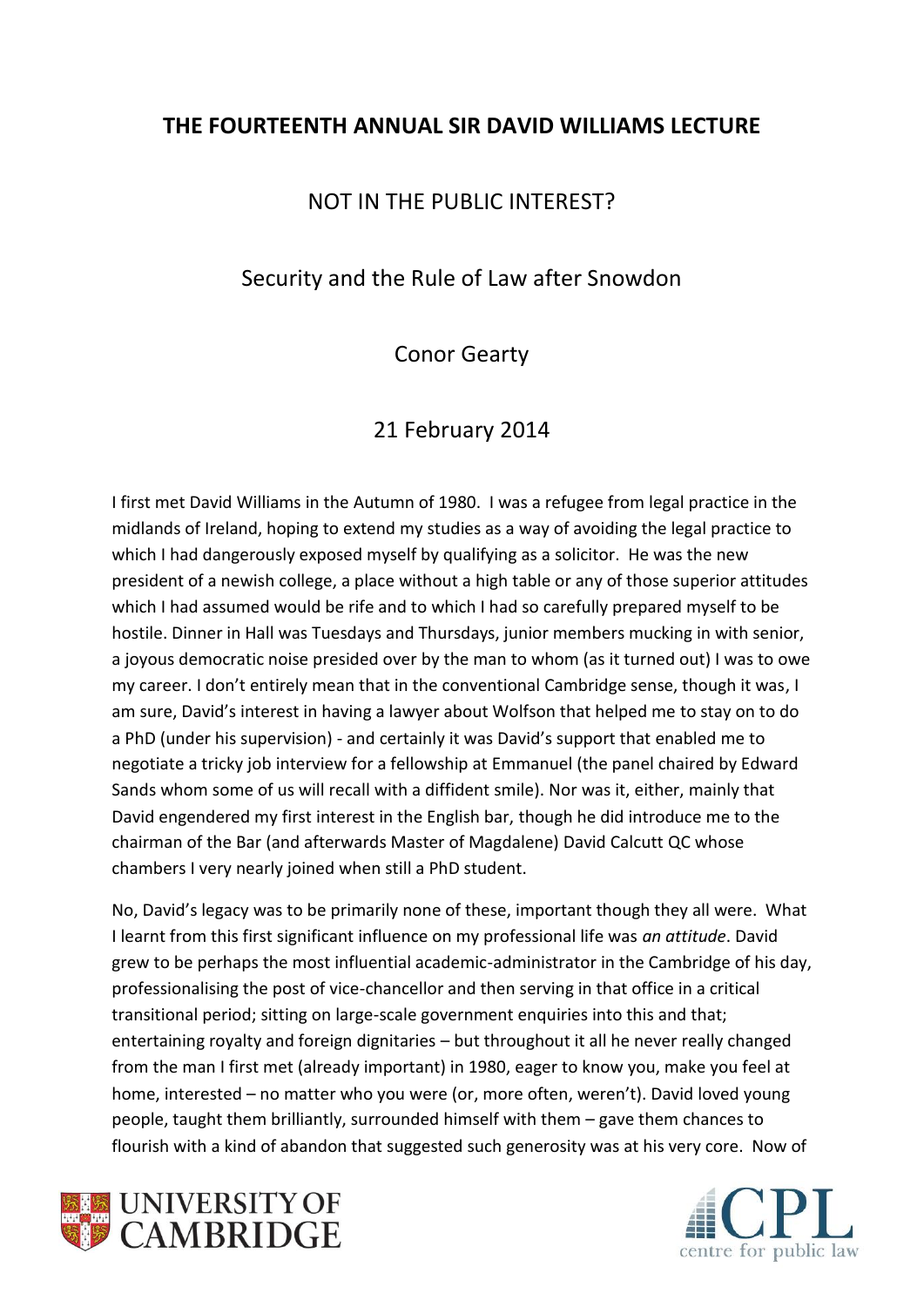# THE FOURTEENTH ANNUAL SIR DAVID WILLIAMS LECTURE

## NOT IN THE PUBLIC INTEREST?

## Security and the Rule of Law after Snowdon

### Conor Gearty

### 21 February 2014

I first met David Williams in the Autumn of 1980. I was a refugee from legal practice in the midlands of Ireland, hoping to extend my studies as a way of avoiding the legal practice to which I had dangerously exposed myself by qualifying as a solicitor. He was the new president of a newish college, a place without a high table or any of those superior attitudes which I had assumed would be rife and to which I had so carefully prepared myself to be hostile. Dinner in Hall was Tuesdays and Thursdays, junior members mucking in with senior, a joyous democratic noise presided over by the man to whom (as it turned out) I was to owe my career. I don't entirely mean that in the conventional Cambridge sense, though it was, I am sure, David's interest in having a lawyer about Wolfson that helped me to stay on to do a PhD (under his supervision) - and certainly it was David's support that enabled me to negotiate a tricky job interview for a fellowship at Emmanuel (the panel chaired by Edward Sands whom some of us will recall with a diffident smile). Nor was it, either, mainly that David engendered my first interest in the English bar, though he did introduce me to the chairman of the Bar (and afterwards Master of Magdalene) David Calcutt QC whose chambers I very nearly joined when still a PhD student.

No, David's legacy was to be primarily none of these, important though they all were. What I learnt from this first significant influence on my professional life was *an attitude*. David grew to be perhaps the most influential academic-administrator in the Cambridge of his day, professionalising the post of vice-chancellor and then serving in that office in a critical transitional period; sitting on large-scale government enquiries into this and that; entertaining royalty and foreign dignitaries – but throughout it all he never really changed from the man I first met (already important) in 1980, eager to know you, make you feel at home, interested – no matter who you were (or, more often, weren't). David loved young people, taught them brilliantly, surrounded himself with them – gave them chances to flourish with a kind of abandon that suggested such generosity was at his very core. Now of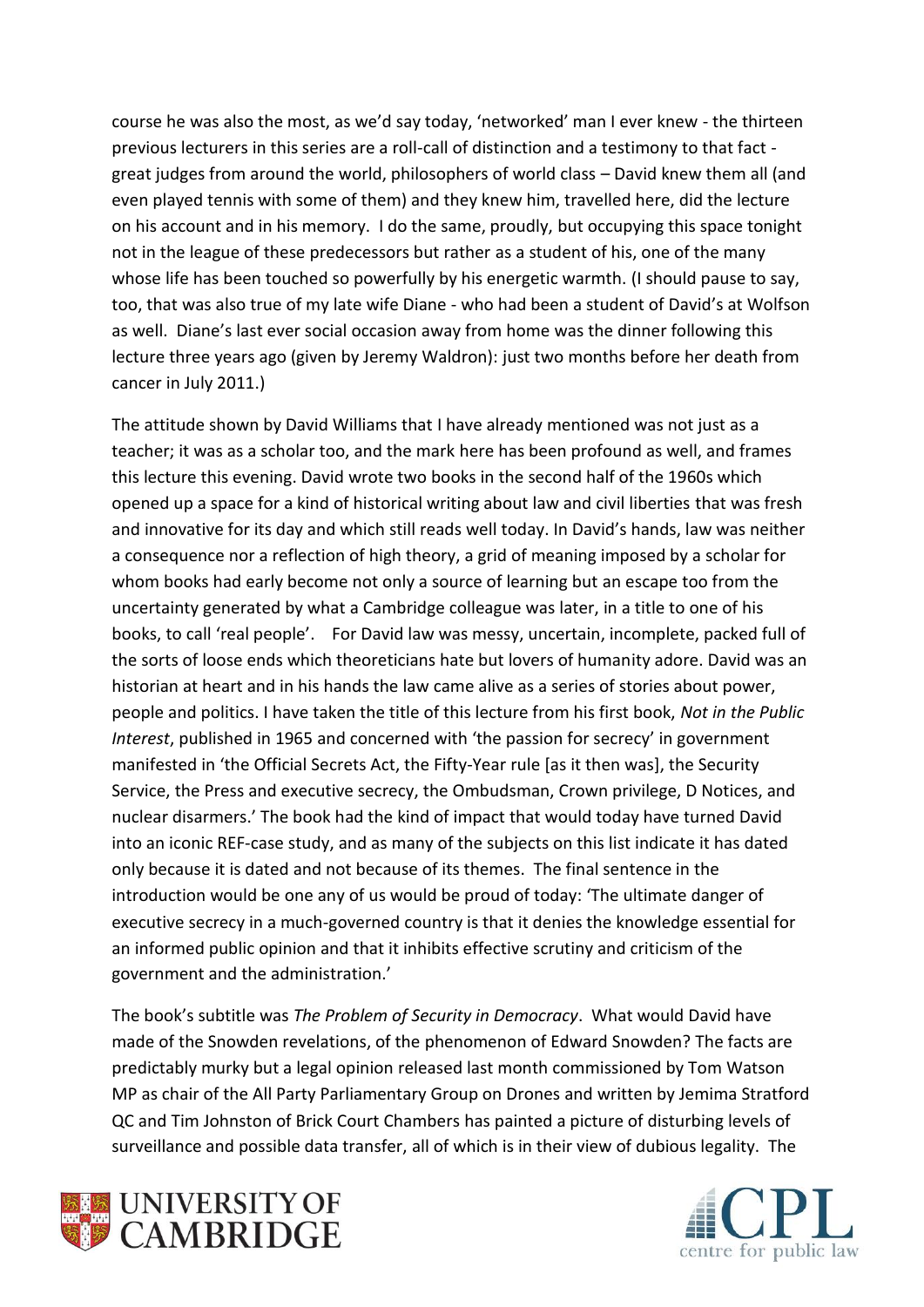course he was also the most, as we'd say today, 'networked' man I ever knew - the thirteen previous lecturers in this series are a roll-call of distinction and a testimony to that fact - great judges from around the world, philosophers of world class – David knew them all (and even played tennis with some of them) and they knew him, travelled here, did the lecture on his account and in his memory. I do the same, proudly, but occupying this space tonight not in the league of these predecessors but rather as a student of his, one of the many whose life has been touched so powerfully by his energetic warmth. (I should pause to say, too, that was also true of my late wife Diane - who had been a student of David's at Wolfson as well. Diane's last ever social occasion away from home was the dinner following this lecture three years ago (given by Jeremy Waldron): just two months before her death from cancer in July 2011.)

The attitude shown by David Williams that I have already mentioned was not just as a teacher; it was as a scholar too, and the mark here has been profound as well, and frames this lecture this evening. David wrote two books in the second half of the 1960s which opened up a space for a kind of historical writing about law and civil liberties that was fresh and innovative for its day and which still reads well today. In David's hands, law was neither a consequence nor a reflection of high theory, a grid of meaning imposed by a scholar for whom books had early become not only a source of learning but an escape too from the uncertainty generated by what a Cambridge colleague was later, in a title to one of his books, to call 'real people'. For David law was messy, uncertain, incomplete, packed full of the sorts of loose ends which theoreticians hate but lovers of humanity adore. David was an historian at heart and in his hands the law came alive as a series of stories about power, people and politics. I have taken the title of this lecture from his first book, *Not in the Public Interest*, published in 1965 and concerned with 'the passion for secrecy' in government manifested in 'the Official Secrets Act, the Fifty-Year rule [as it then was], the Security Service, the Press and executive secrecy, the Ombudsman, Crown privilege, D Notices, and nuclear disarmers.' The book had the kind of impact that would today have turned David into an iconic REF-case study, and as many of the subjects on this list indicate it has dated only because it is dated and not because of its themes. The final sentence in the introduction would be one any of us would be proud of today: 'The ultimate danger of executive secrecy in a much-governed country is that it denies the knowledge essential for an informed public opinion and that it inhibits effective scrutiny and criticism of the government and the administration.'

The book's subtitle was *The Problem of Security in Democracy*. What would David have made of the Snowden revelations, of the phenomenon of Edward Snowden? The facts are predictably murky but a legal opinion released last month commissioned by Tom Watson MP as chair of the All Party Parliamentary Group on Drones and written by Jemima Stratford QC and Tim Johnston of Brick Court Chambers has painted a picture of disturbing levels of surveillance and possible data transfer, all of which is in their view of dubious legality. The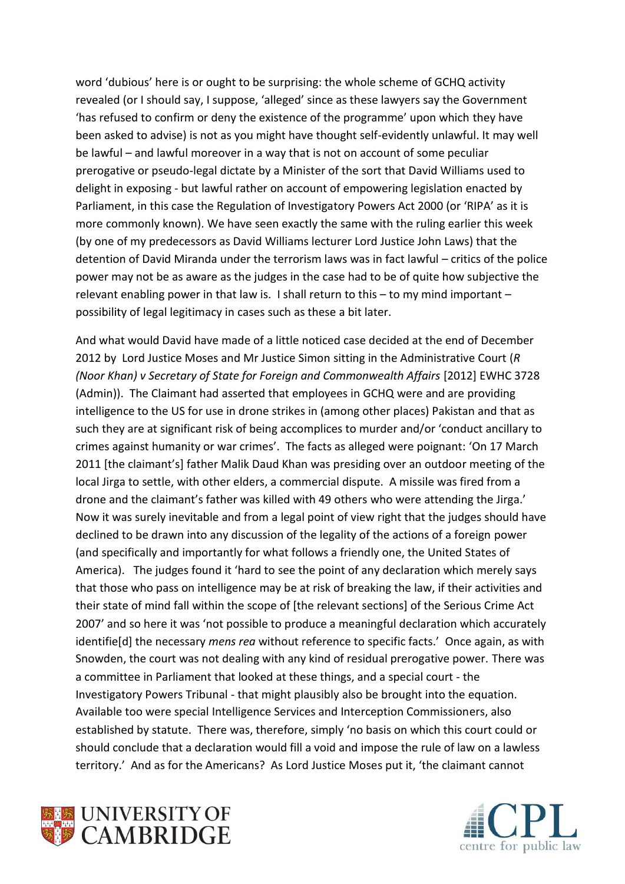word 'dubious' here is or ought to be surprising: the whole scheme of GCHQ activity revealed (or I should say, I suppose, 'alleged' since as these lawyers say the Government 'has refused to confirm or deny the existence of the programme' upon which they have been asked to advise) is not as you might have thought self-evidently unlawful. It may well be lawful – and lawful moreover in a way that is not on account of some peculiar prerogative or pseudo-legal dictate by a Minister of the sort that David Williams used to delight in exposing - but lawful rather on account of empowering legislation enacted by Parliament, in this case the Regulation of Investigatory Powers Act 2000 (or 'RIPA' as it is more commonly known). We have seen exactly the same with the ruling earlier this week (by one of my predecessors as David Williams lecturer Lord Justice John Laws) that the detention of David Miranda under the terrorism laws was in fact lawful – critics of the police power may not be as aware as the judges in the case had to be of quite how subjective the relevant enabling power in that law is. I shall return to this – to my mind important – possibility of legal legitimacy in cases such as these a bit later.

And what would David have made of a little noticed case decided at the end of December 2012 by Lord Justice Moses and Mr Justice Simon sitting in the Administrative Court (*R (Noor Khan) v Secretary of State for Foreign and Commonwealth Affairs* [2012] EWHC 3728 (Admin)). The Claimant had asserted that employees in GCHQ were and are providing intelligence to the US for use in drone strikes in (among other places) Pakistan and that as such they are at significant risk of being accomplices to murder and/or 'conduct ancillary to crimes against humanity or war crimes'. The facts as alleged were poignant: 'On 17 March 2011 [the claimant's] father Malik Daud Khan was presiding over an outdoor meeting of the local Jirga to settle, with other elders, a commercial dispute. A missile was fired from a drone and the claimant's father was killed with 49 others who were attending the Jirga.' Now it was surely inevitable and from a legal point of view right that the judges should have declined to be drawn into any discussion of the legality of the actions of a foreign power (and specifically and importantly for what follows a friendly one, the United States of America). The judges found it 'hard to see the point of any declaration which merely says that those who pass on intelligence may be at risk of breaking the law, if their activities and their state of mind fall within the scope of [the relevant sections] of the Serious Crime Act 2007' and so here it was 'not possible to produce a meaningful declaration which accurately identifie[d] the necessary *mens rea* without reference to specific facts.' Once again, as with Snowden, the court was not dealing with any kind of residual prerogative power. There was a committee in Parliament that looked at these things, and a special court - the Investigatory Powers Tribunal - that might plausibly also be brought into the equation. Available too were special Intelligence Services and Interception Commissioners, also established by statute. There was, therefore, simply 'no basis on which this court could or should conclude that a declaration would fill a void and impose the rule of law on a lawless territory.' And as for the Americans? As Lord Justice Moses put it, 'the claimant cannot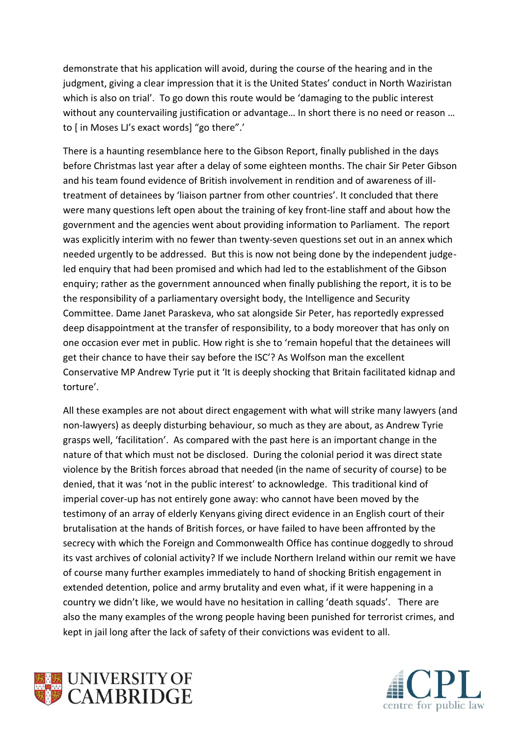demonstrate that his application will avoid, during the course of the hearing and in the judgment, giving a clear impression that it is the United States' conduct in North Waziristan which is also on trial'. To go down this route would be 'damaging to the public interest without any countervailing justification or advantage… In short there is no need or reason … to [ in Moses LJ's exact words] "go there".'

There is a haunting resemblance here to the Gibson Report, finally published in the days before Christmas last year after a delay of some eighteen months. The chair Sir Peter Gibson and his team found evidence of British involvement in rendition and of awareness of ill-treatment of detainees by 'liaison partner from other countries'. It concluded that there were many questions left open about the training of key front-line staff and about how the government and the agencies went about providing information to Parliament. The report was explicitly interim with no fewer than twenty-seven questions set out in an annex which needed urgently to be addressed. But this is now not being done by the independent judge-led enquiry that had been promised and which had led to the establishment of the Gibson enquiry; rather as the government announced when finally publishing the report, it is to be the responsibility of a parliamentary oversight body, the Intelligence and Security Committee. Dame Janet Paraskeva, who sat alongside Sir Peter, has reportedly expressed deep disappointment at the transfer of responsibility, to a body moreover that has only on one occasion ever met in public. How right is she to 'remain hopeful that the detainees will get their chance to have their say before the ISC'? As Wolfson man the excellent Conservative MP Andrew Tyrie put it 'It is deeply shocking that Britain facilitated kidnap and torture'.

All these examples are not about direct engagement with what will strike many lawyers (and non-lawyers) as deeply disturbing behaviour, so much as they are about, as Andrew Tyrie grasps well, 'facilitation'. As compared with the past here is an important change in the nature of that which must not be disclosed. During the colonial period it was direct state violence by the British forces abroad that needed (in the name of security of course) to be denied, that it was 'not in the public interest' to acknowledge. This traditional kind of imperial cover-up has not entirely gone away: who cannot have been moved by the testimony of an array of elderly Kenyans giving direct evidence in an English court of their brutalisation at the hands of British forces, or have failed to have been affronted by the secrecy with which the Foreign and Commonwealth Office has continue doggedly to shroud its vast archives of colonial activity? If we include Northern Ireland within our remit we have of course many further examples immediately to hand of shocking British engagement in extended detention, police and army brutality and even what, if it were happening in a country we didn't like, we would have no hesitation in calling 'death squads'. There are also the many examples of the wrong people having been punished for terrorist crimes, and kept in jail long after the lack of safety of their convictions was evident to all.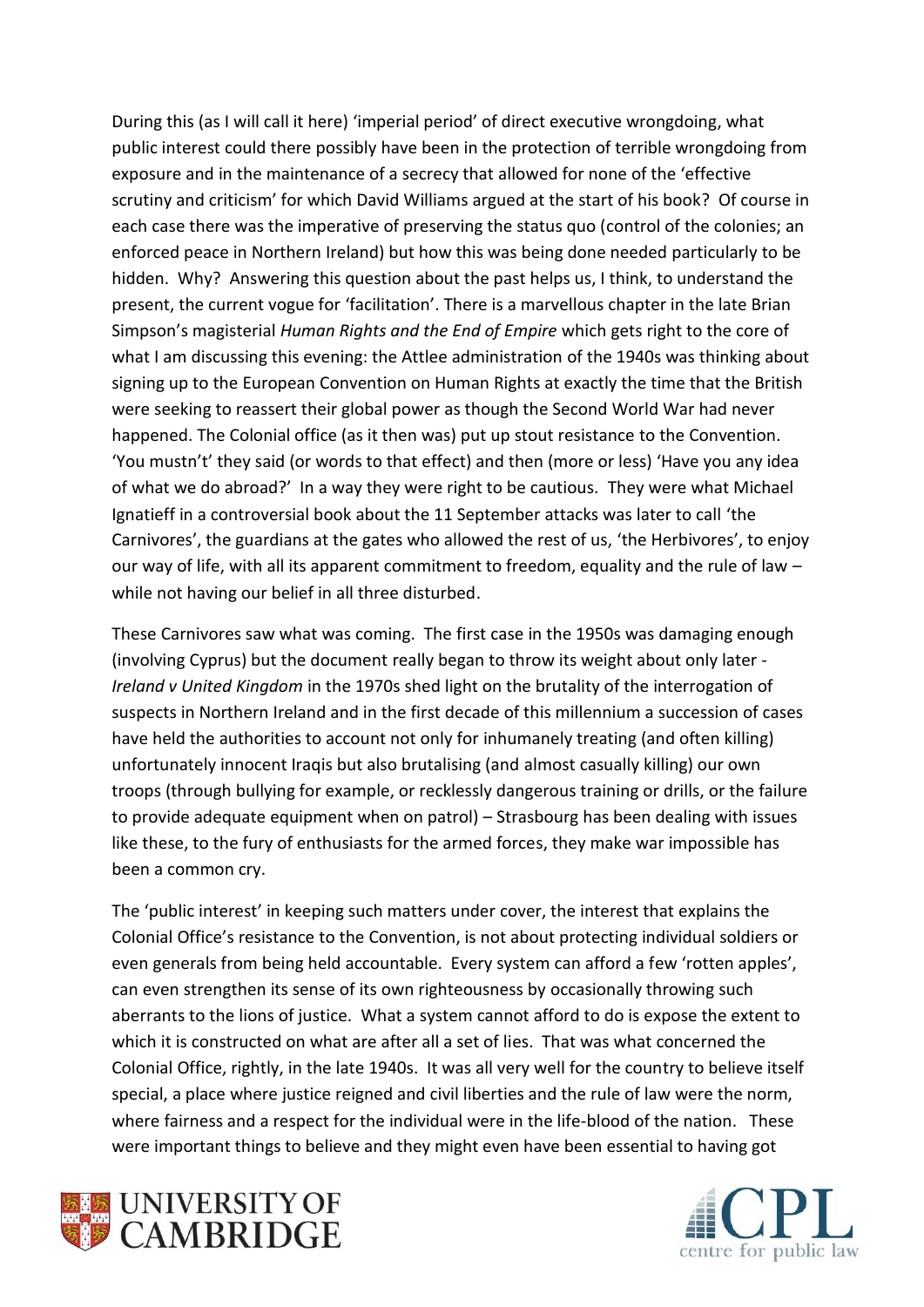During this (as I will call it here) 'imperial period' of direct executive wrongdoing, what public interest could there possibly have been in the protection of terrible wrongdoing from exposure and in the maintenance of a secrecy that allowed for none of the 'effective scrutiny and criticism' for which David Williams argued at the start of his book? Of course in each case there was the imperative of preserving the status quo (control of the colonies; an enforced peace in Northern Ireland) but how this was being done needed particularly to be hidden. Why? Answering this question about the past helps us, I think, to understand the present, the current vogue for 'facilitation'. There is a marvellous chapter in the late Brian Simpson's magisterial *Human Rights and the End of Empire* which gets right to the core of what I am discussing this evening: the Attlee administration of the 1940s was thinking about signing up to the European Convention on Human Rights at exactly the time that the British were seeking to reassert their global power as though the Second World War had never happened. The Colonial office (as it then was) put up stout resistance to the Convention. 'You mustn't' they said (or words to that effect) and then (more or less) 'Have you any idea of what we do abroad?' In a way they were right to be cautious. They were what Michael Ignatieff in a controversial book about the 11 September attacks was later to call 'the Carnivores', the guardians at the gates who allowed the rest of us, 'the Herbivores', to enjoy our way of life, with all its apparent commitment to freedom, equality and the rule of law – while not having our belief in all three disturbed.

These Carnivores saw what was coming. The first case in the 1950s was damaging enough (involving Cyprus) but the document really began to throw its weight about only later - *Ireland v United Kingdom* in the 1970s shed light on the brutality of the interrogation of suspects in Northern Ireland and in the first decade of this millennium a succession of cases have held the authorities to account not only for inhumanely treating (and often killing) unfortunately innocent Iraqis but also brutalising (and almost casually killing) our own troops (through bullying for example, or recklessly dangerous training or drills, or the failure to provide adequate equipment when on patrol) – Strasbourg has been dealing with issues like these, to the fury of enthusiasts for the armed forces, they make war impossible has been a common cry.

The 'public interest' in keeping such matters under cover, the interest that explains the Colonial Office's resistance to the Convention, is not about protecting individual soldiers or even generals from being held accountable. Every system can afford a few 'rotten apples', can even strengthen its sense of its own righteousness by occasionally throwing such aberrants to the lions of justice. What a system cannot afford to do is expose the extent to which it is constructed on what are after all a set of lies. That was what concerned the Colonial Office, rightly, in the late 1940s. It was all very well for the country to believe itself special, a place where justice reigned and civil liberties and the rule of law were the norm, where fairness and a respect for the individual were in the life-blood of the nation. These were important things to believe and they might even have been essential to having got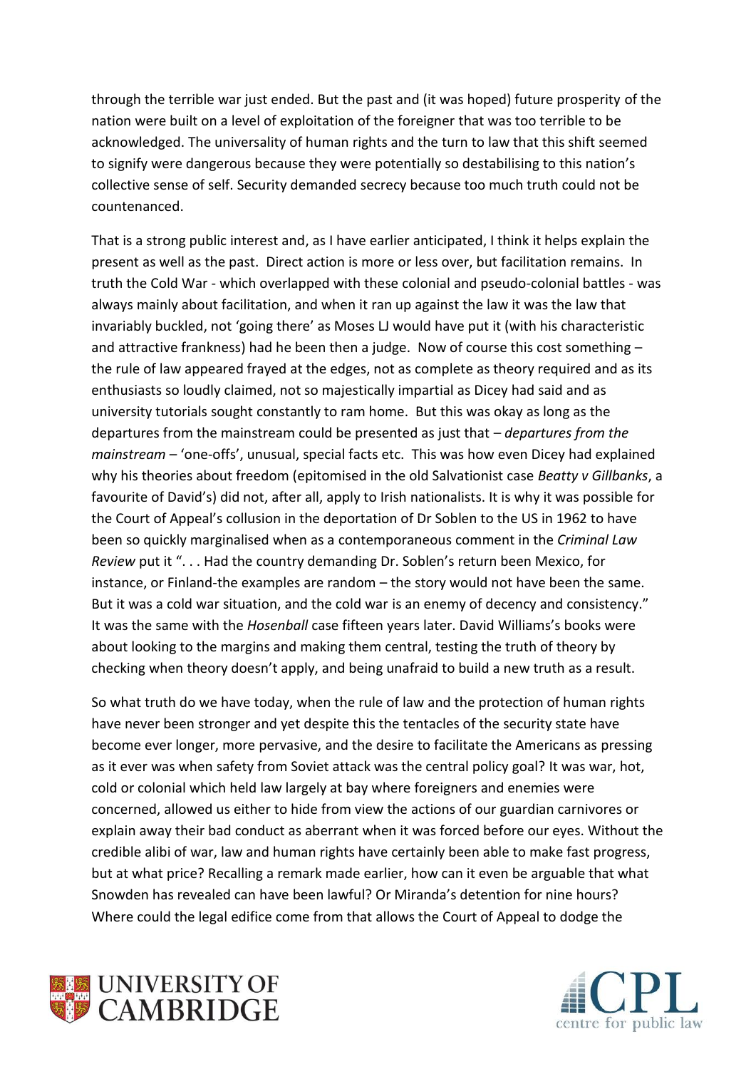through the terrible war just ended. But the past and (it was hoped) future prosperity of the nation were built on a level of exploitation of the foreigner that was too terrible to be acknowledged. The universality of human rights and the turn to law that this shift seemed to signify were dangerous because they were potentially so destabilising to this nation's collective sense of self. Security demanded secrecy because too much truth could not be countenanced.

That is a strong public interest and, as I have earlier anticipated, I think it helps explain the present as well as the past. Direct action is more or less over, but facilitation remains. In truth the Cold War - which overlapped with these colonial and pseudo-colonial battles - was always mainly about facilitation, and when it ran up against the law it was the law that invariably buckled, not 'going there' as Moses LJ would have put it (with his characteristic and attractive frankness) had he been then a judge. Now of course this cost something – the rule of law appeared frayed at the edges, not as complete as theory required and as its enthusiasts so loudly claimed, not so majestically impartial as Dicey had said and as university tutorials sought constantly to ram home. But this was okay as long as the departures from the mainstream could be presented as just that – *departures from the mainstream* – 'one-offs', unusual, special facts etc. This was how even Dicey had explained why his theories about freedom (epitomised in the old Salvationist case *Beatty v Gillbanks*, a favourite of David's) did not, after all, apply to Irish nationalists. It is why it was possible for the Court of Appeal's collusion in the deportation of Dr Soblen to the US in 1962 to have been so quickly marginalised when as a contemporaneous comment in the *Criminal Law Review* put it ". . . Had the country demanding Dr. Soblen's return been Mexico, for instance, or Finland-the examples are random – the story would not have been the same. But it was a cold war situation, and the cold war is an enemy of decency and consistency." It was the same with the *Hosenball* case fifteen years later. David Williams's books were about looking to the margins and making them central, testing the truth of theory by checking when theory doesn't apply, and being unafraid to build a new truth as a result.

So what truth do we have today, when the rule of law and the protection of human rights have never been stronger and yet despite this the tentacles of the security state have become ever longer, more pervasive, and the desire to facilitate the Americans as pressing as it ever was when safety from Soviet attack was the central policy goal? It was war, hot, cold or colonial which held law largely at bay where foreigners and enemies were concerned, allowed us either to hide from view the actions of our guardian carnivores or explain away their bad conduct as aberrant when it was forced before our eyes. Without the credible alibi of war, law and human rights have certainly been able to make fast progress, but at what price? Recalling a remark made earlier, how can it even be arguable that what Snowden has revealed can have been lawful? Or Miranda's detention for nine hours? Where could the legal edifice come from that allows the Court of Appeal to dodge the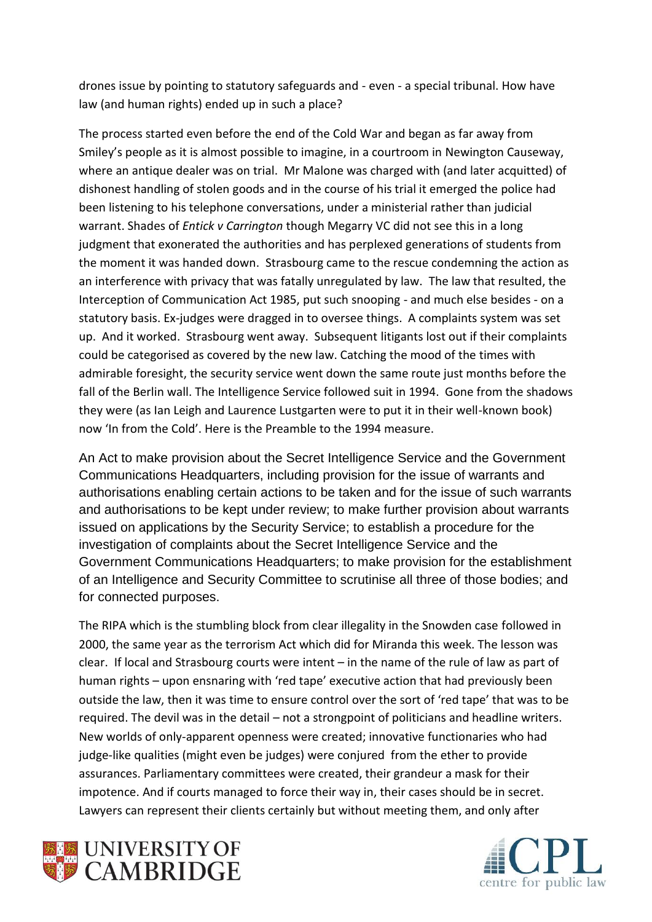drones issue by pointing to statutory safeguards and - even - a special tribunal. How have law (and human rights) ended up in such a place?

The process started even before the end of the Cold War and began as far away from Smiley's people as it is almost possible to imagine, in a courtroom in Newington Causeway, where an antique dealer was on trial. Mr Malone was charged with (and later acquitted) of dishonest handling of stolen goods and in the course of his trial it emerged the police had been listening to his telephone conversations, under a ministerial rather than judicial warrant. Shades of *Entick v Carrington* though Megarry VC did not see this in a long judgment that exonerated the authorities and has perplexed generations of students from the moment it was handed down. Strasbourg came to the rescue condemning the action as an interference with privacy that was fatally unregulated by law. The law that resulted, the Interception of Communication Act 1985, put such snooping - and much else besides - on a statutory basis. Ex-judges were dragged in to oversee things. A complaints system was set up. And it worked. Strasbourg went away. Subsequent litigants lost out if their complaints could be categorised as covered by the new law. Catching the mood of the times with admirable foresight, the security service went down the same route just months before the fall of the Berlin wall. The Intelligence Service followed suit in 1994. Gone from the shadows they were (as Ian Leigh and Laurence Lustgarten were to put it in their well-known book) now 'In from the Cold'. Here is the Preamble to the 1994 measure.

An Act to make provision about the Secret Intelligence Service and the Government Communications Headquarters, including provision for the issue of warrants and authorisations enabling certain actions to be taken and for the issue of such warrants and authorisations to be kept under review; to make further provision about warrants issued on applications by the Security Service; to establish a procedure for the investigation of complaints about the Secret Intelligence Service and the Government Communications Headquarters; to make provision for the establishment of an Intelligence and Security Committee to scrutinise all three of those bodies; and for connected purposes.

The RIPA which is the stumbling block from clear illegality in the Snowden case followed in 2000, the same year as the terrorism Act which did for Miranda this week. The lesson was clear. If local and Strasbourg courts were intent – in the name of the rule of law as part of human rights – upon ensnaring with 'red tape' executive action that had previously been outside the law, then it was time to ensure control over the sort of 'red tape' that was to be required. The devil was in the detail – not a strongpoint of politicians and headline writers. New worlds of only-apparent openness were created; innovative functionaries who had judge-like qualities (might even be judges) were conjured from the ether to provide assurances. Parliamentary committees were created, their grandeur a mask for their impotence. And if courts managed to force their way in, their cases should be in secret. Lawyers can represent their clients certainly but without meeting them, and only after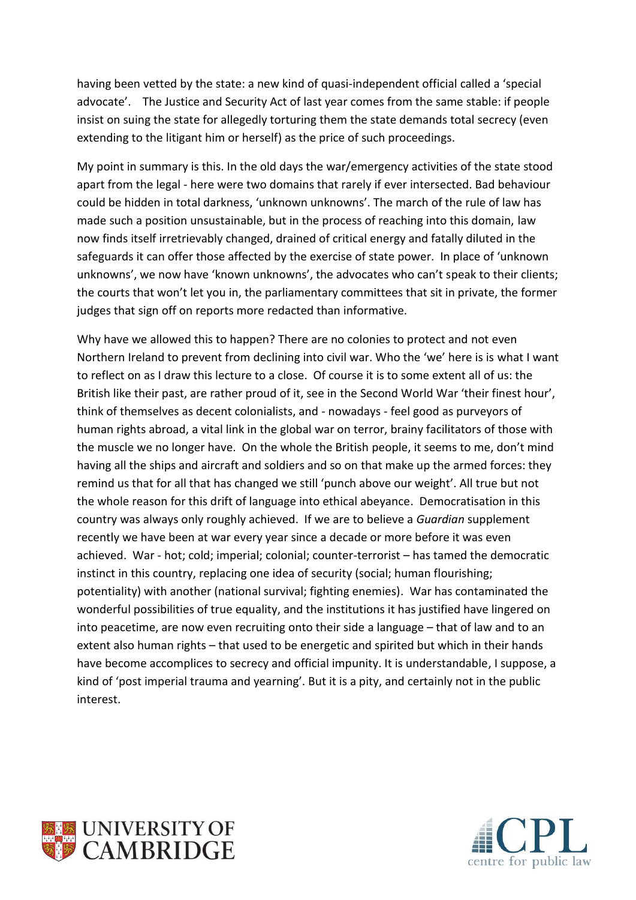having been vetted by the state: a new kind of quasi-independent official called a 'special advocate'. The Justice and Security Act of last year comes from the same stable: if people insist on suing the state for allegedly torturing them the state demands total secrecy (even extending to the litigant him or herself) as the price of such proceedings.

My point in summary is this. In the old days the war/emergency activities of the state stood apart from the legal - here were two domains that rarely if ever intersected. Bad behaviour could be hidden in total darkness, 'unknown unknowns'. The march of the rule of law has made such a position unsustainable, but in the process of reaching into this domain, law now finds itself irretrievably changed, drained of critical energy and fatally diluted in the safeguards it can offer those affected by the exercise of state power. In place of 'unknown unknowns', we now have 'known unknowns', the advocates who can't speak to their clients; the courts that won't let you in, the parliamentary committees that sit in private, the former judges that sign off on reports more redacted than informative.

Why have we allowed this to happen? There are no colonies to protect and not even Northern Ireland to prevent from declining into civil war. Who the 'we' here is is what I want to reflect on as I draw this lecture to a close. Of course it is to some extent all of us: the British like their past, are rather proud of it, see in the Second World War 'their finest hour', think of themselves as decent colonialists, and - nowadays - feel good as purveyors of human rights abroad, a vital link in the global war on terror, brainy facilitators of those with the muscle we no longer have. On the whole the British people, it seems to me, don't mind having all the ships and aircraft and soldiers and so on that make up the armed forces: they remind us that for all that has changed we still 'punch above our weight'. All true but not the whole reason for this drift of language into ethical abeyance. Democratisation in this country was always only roughly achieved. If we are to believe a *Guardian* supplement recently we have been at war every year since a decade or more before it was even achieved. War - hot; cold; imperial; colonial; counter-terrorist – has tamed the democratic instinct in this country, replacing one idea of security (social; human flourishing; potentiality) with another (national survival; fighting enemies). War has contaminated the wonderful possibilities of true equality, and the institutions it has justified have lingered on into peacetime, are now even recruiting onto their side a language – that of law and to an extent also human rights – that used to be energetic and spirited but which in their hands have become accomplices to secrecy and official impunity. It is understandable, I suppose, a kind of 'post imperial trauma and yearning'. But it is a pity, and certainly not in the public interest.